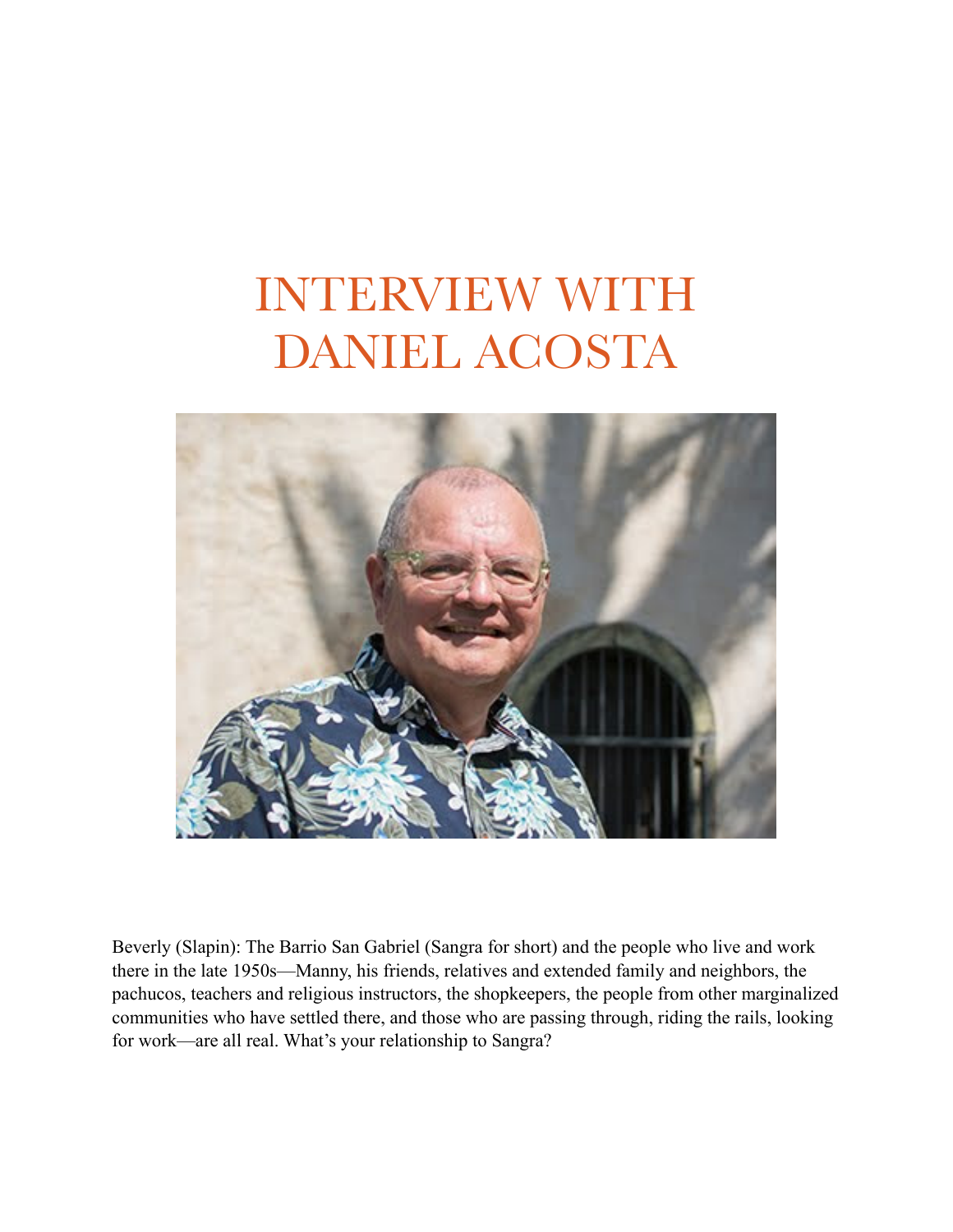# INTERVIEW WITH DANIEL ACOSTA

Beverly (Slapin): The Barrio San Gabriel (Sangra for short) and the people who live and work there in the late 1950s—Manny, his friends, relatives and extended family and neighbors, the pachucos, teachers and religious instructors, the shopkeepers, the people from other marginalized communities who have settled there, and those who are passing through, riding the rails, looking for work—are all real. What's your relationship to Sangra?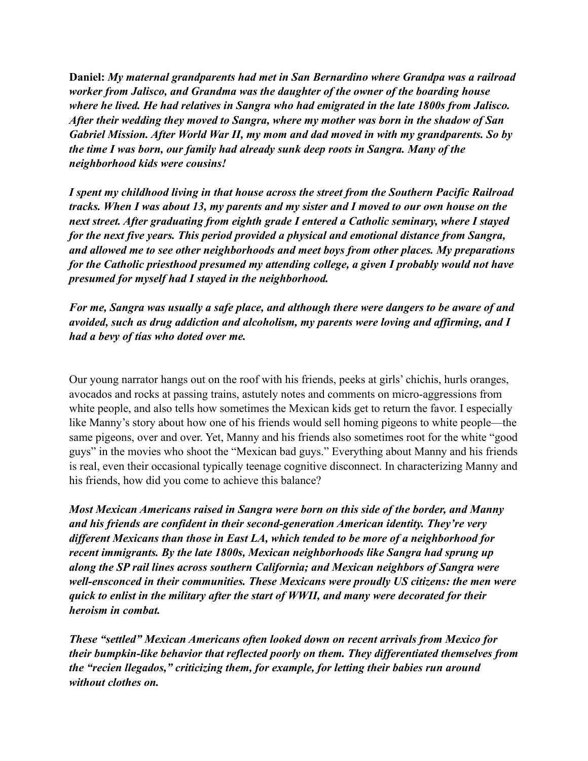**Daniel:** ***My maternal grandparents had met in San Bernardino where Grandpa was a railroad worker from Jalisco, and Grandma was the daughter of the owner of the boarding house where he lived. He had relatives in Sangra who had emigrated in the late 1800s from Jalisco. After their wedding they moved to Sangra, where my mother was born in the shadow of San Gabriel Mission. After World War II, my mom and dad moved in with my grandparents. So by the time I was born, our family had already sunk deep roots in Sangra. Many of the neighborhood kids were cousins!***

***I spent my childhood living in that house across the street from the Southern Pacific Railroad tracks. When I was about 13, my parents and my sister and I moved to our own house on the next street. After graduating from eighth grade I entered a Catholic seminary, where I stayed for the next five years. This period provided a physical and emotional distance from Sangra, and allowed me to see other neighborhoods and meet boys from other places. My preparations for the Catholic priesthood presumed my attending college, a given I probably would not have presumed for myself had I stayed in the neighborhood.***

***For me, Sangra was usually a safe place, and although there were dangers to be aware of and avoided, such as drug addiction and alcoholism, my parents were loving and affirming, and I had a bevy of tías who doted over me.***

Our young narrator hangs out on the roof with his friends, peeks at girls' chichis, hurls oranges, avocados and rocks at passing trains, astutely notes and comments on micro-aggressions from white people, and also tells how sometimes the Mexican kids get to return the favor. I especially like Manny's story about how one of his friends would sell homing pigeons to white people—the same pigeons, over and over. Yet, Manny and his friends also sometimes root for the white "good guys" in the movies who shoot the "Mexican bad guys." Everything about Manny and his friends is real, even their occasional typically teenage cognitive disconnect. In characterizing Manny and his friends, how did you come to achieve this balance?

***Most Mexican Americans raised in Sangra were born on this side of the border, and Manny and his friends are confident in their second-generation American identity. They're very different Mexicans than those in East LA, which tended to be more of a neighborhood for recent immigrants. By the late 1800s, Mexican neighborhoods like Sangra had sprung up along the SP rail lines across southern California; and Mexican neighbors of Sangra were well-ensconced in their communities. These Mexicans were proudly US citizens: the men were quick to enlist in the military after the start of WWII, and many were decorated for their heroism in combat.***

***These "settled" Mexican Americans often looked down on recent arrivals from Mexico for their bumpkin-like behavior that reflected poorly on them. They differentiated themselves from the "recien llegados," criticizing them, for example, for letting their babies run around without clothes on.***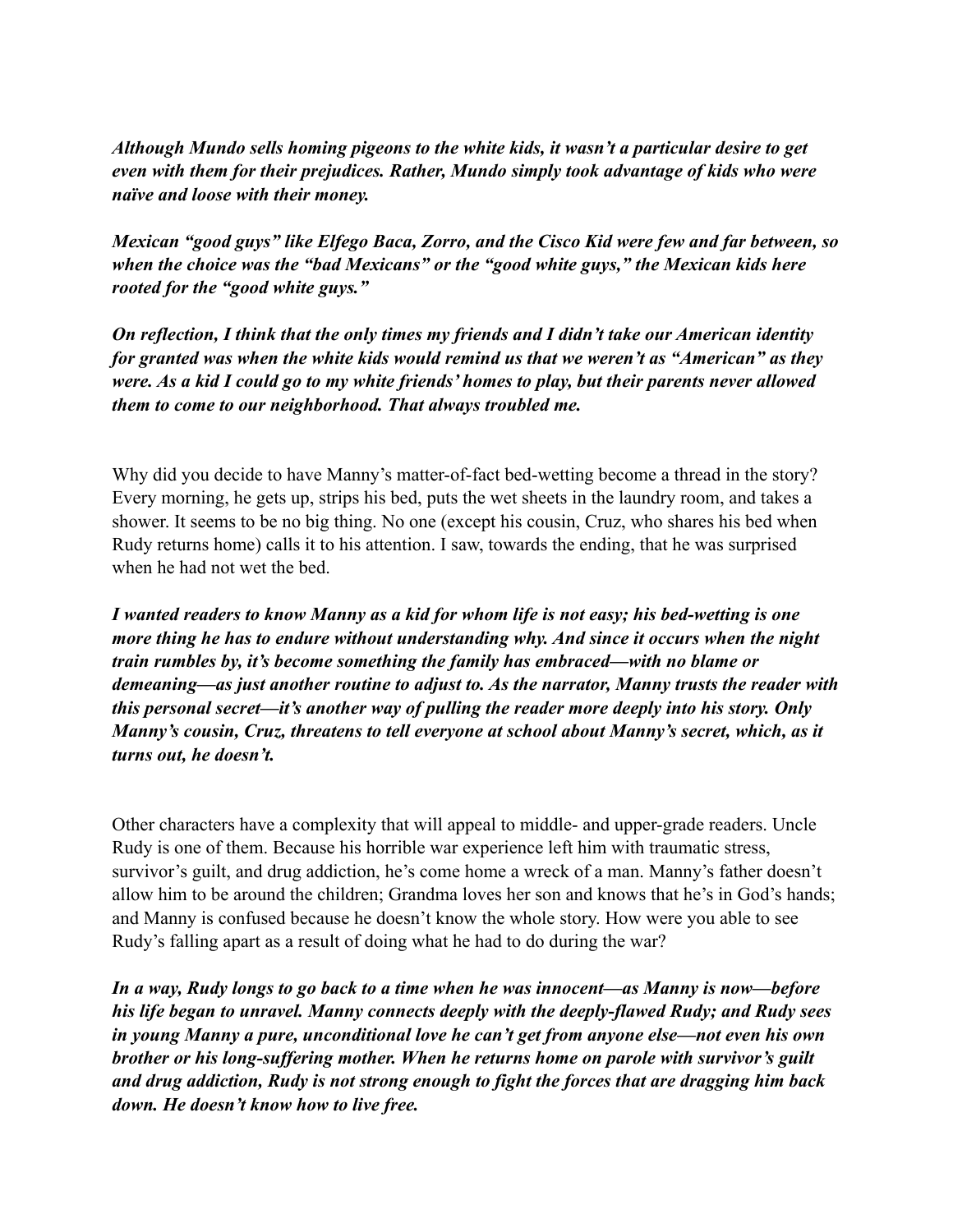***Although Mundo sells homing pigeons to the white kids, it wasn't a particular desire to get even with them for their prejudices. Rather, Mundo simply took advantage of kids who were naïve and loose with their money.***

***Mexican "good guys" like Elfego Baca, Zorro, and the Cisco Kid were few and far between, so when the choice was the "bad Mexicans" or the "good white guys," the Mexican kids here rooted for the "good white guys."***

***On reflection, I think that the only times my friends and I didn't take our American identity for granted was when the white kids would remind us that we weren't as "American" as they were. As a kid I could go to my white friends' homes to play, but their parents never allowed them to come to our neighborhood. That always troubled me.***

Why did you decide to have Manny's matter-of-fact bed-wetting become a thread in the story? Every morning, he gets up, strips his bed, puts the wet sheets in the laundry room, and takes a shower. It seems to be no big thing. No one (except his cousin, Cruz, who shares his bed when Rudy returns home) calls it to his attention. I saw, towards the ending, that he was surprised when he had not wet the bed.

***I wanted readers to know Manny as a kid for whom life is not easy; his bed-wetting is one more thing he has to endure without understanding why. And since it occurs when the night train rumbles by, it's become something the family has embraced—with no blame or demeaning—as just another routine to adjust to. As the narrator, Manny trusts the reader with this personal secret—it's another way of pulling the reader more deeply into his story. Only Manny's cousin, Cruz, threatens to tell everyone at school about Manny's secret, which, as it turns out, he doesn't.***

Other characters have a complexity that will appeal to middle- and upper-grade readers. Uncle Rudy is one of them. Because his horrible war experience left him with traumatic stress, survivor's guilt, and drug addiction, he's come home a wreck of a man. Manny's father doesn't allow him to be around the children; Grandma loves her son and knows that he's in God's hands; and Manny is confused because he doesn't know the whole story. How were you able to see Rudy's falling apart as a result of doing what he had to do during the war?

***In a way, Rudy longs to go back to a time when he was innocent—as Manny is now—before his life began to unravel. Manny connects deeply with the deeply-flawed Rudy; and Rudy sees in young Manny a pure, unconditional love he can't get from anyone else—not even his own brother or his long-suffering mother. When he returns home on parole with survivor's guilt and drug addiction, Rudy is not strong enough to fight the forces that are dragging him back down. He doesn't know how to live free.***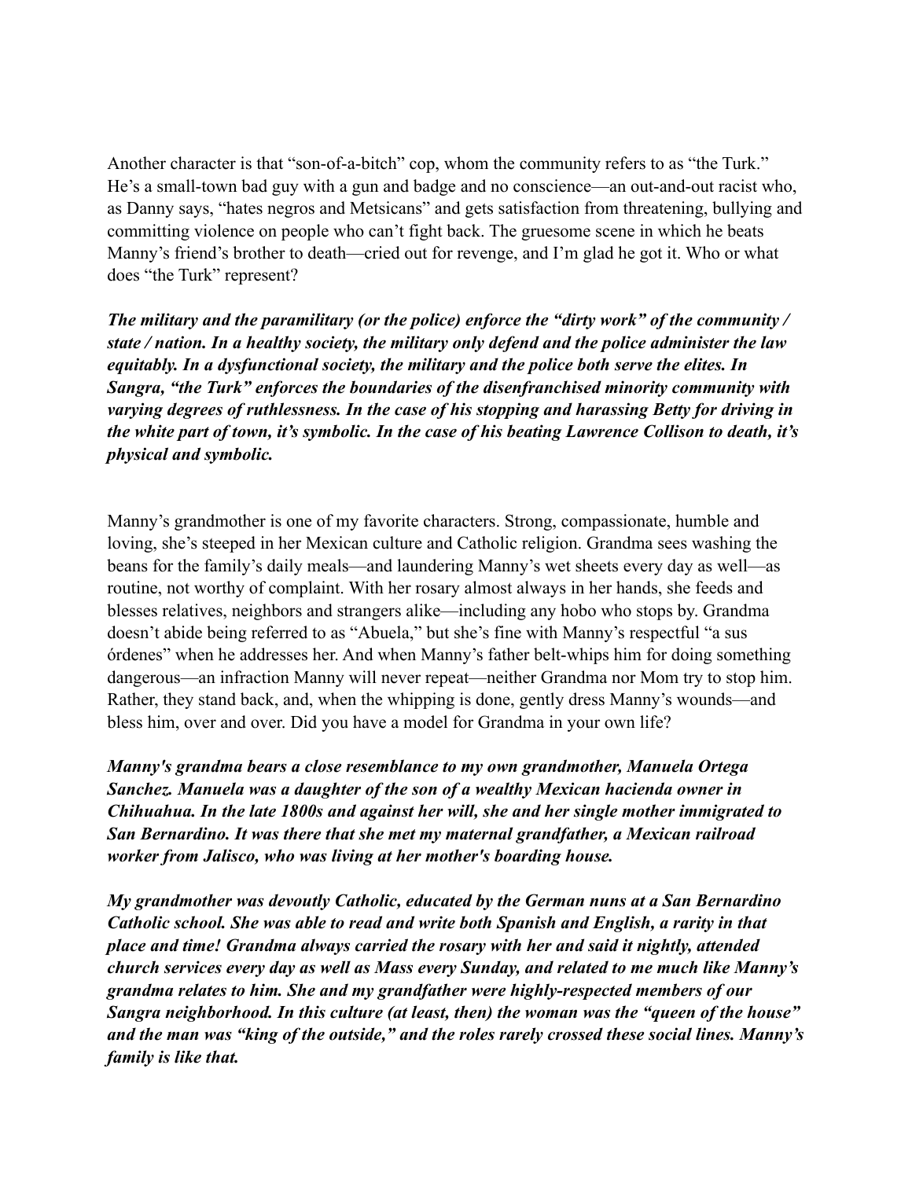Another character is that "son-of-a-bitch" cop, whom the community refers to as "the Turk." He's a small-town bad guy with a gun and badge and no conscience—an out-and-out racist who, as Danny says, "hates negros and Metsicans" and gets satisfaction from threatening, bullying and committing violence on people who can't fight back. The gruesome scene in which he beats Manny's friend's brother to death—cried out for revenge, and I'm glad he got it. Who or what does "the Turk" represent?

***The military and the paramilitary (or the police) enforce the "dirty work" of the community / state / nation. In a healthy society, the military only defend and the police administer the law equitably. In a dysfunctional society, the military and the police both serve the elites. In Sangra, "the Turk" enforces the boundaries of the disenfranchised minority community with varying degrees of ruthlessness. In the case of his stopping and harassing Betty for driving in the white part of town, it's symbolic. In the case of his beating Lawrence Collison to death, it's physical and symbolic.***

Manny's grandmother is one of my favorite characters. Strong, compassionate, humble and loving, she's steeped in her Mexican culture and Catholic religion. Grandma sees washing the beans for the family's daily meals—and laundering Manny's wet sheets every day as well—as routine, not worthy of complaint. With her rosary almost always in her hands, she feeds and blesses relatives, neighbors and strangers alike—including any hobo who stops by. Grandma doesn't abide being referred to as "Abuela," but she's fine with Manny's respectful "a sus órdenes" when he addresses her. And when Manny's father belt-whips him for doing something dangerous—an infraction Manny will never repeat—neither Grandma nor Mom try to stop him. Rather, they stand back, and, when the whipping is done, gently dress Manny's wounds—and bless him, over and over. Did you have a model for Grandma in your own life?

***Manny's grandma bears a close resemblance to my own grandmother, Manuela Ortega Sanchez. Manuela was a daughter of the son of a wealthy Mexican hacienda owner in Chihuahua. In the late 1800s and against her will, she and her single mother immigrated to San Bernardino. It was there that she met my maternal grandfather, a Mexican railroad worker from Jalisco, who was living at her mother's boarding house.***

***My grandmother was devoutly Catholic, educated by the German nuns at a San Bernardino Catholic school. She was able to read and write both Spanish and English, a rarity in that place and time! Grandma always carried the rosary with her and said it nightly, attended church services every day as well as Mass every Sunday, and related to me much like Manny's grandma relates to him. She and my grandfather were highly-respected members of our Sangra neighborhood. In this culture (at least, then) the woman was the "queen of the house" and the man was "king of the outside," and the roles rarely crossed these social lines. Manny's family is like that.***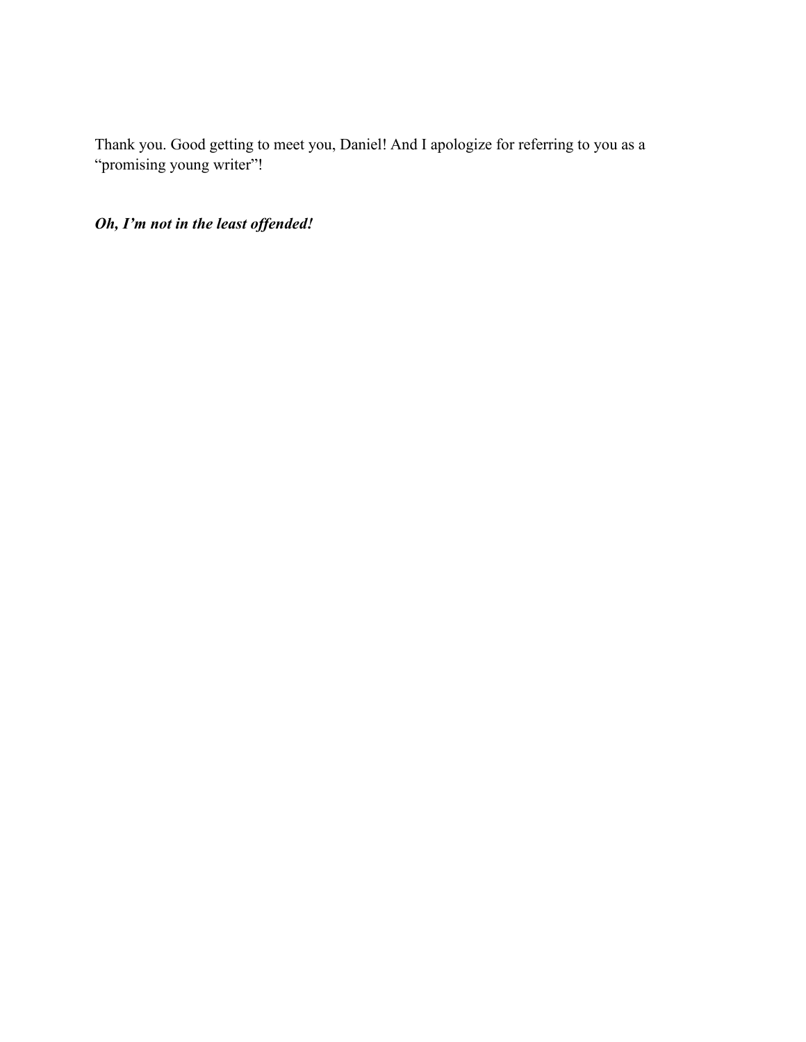Thank you. Good getting to meet you, Daniel! And I apologize for referring to you as a "promising young writer"!

***Oh, I'm not in the least offended!***